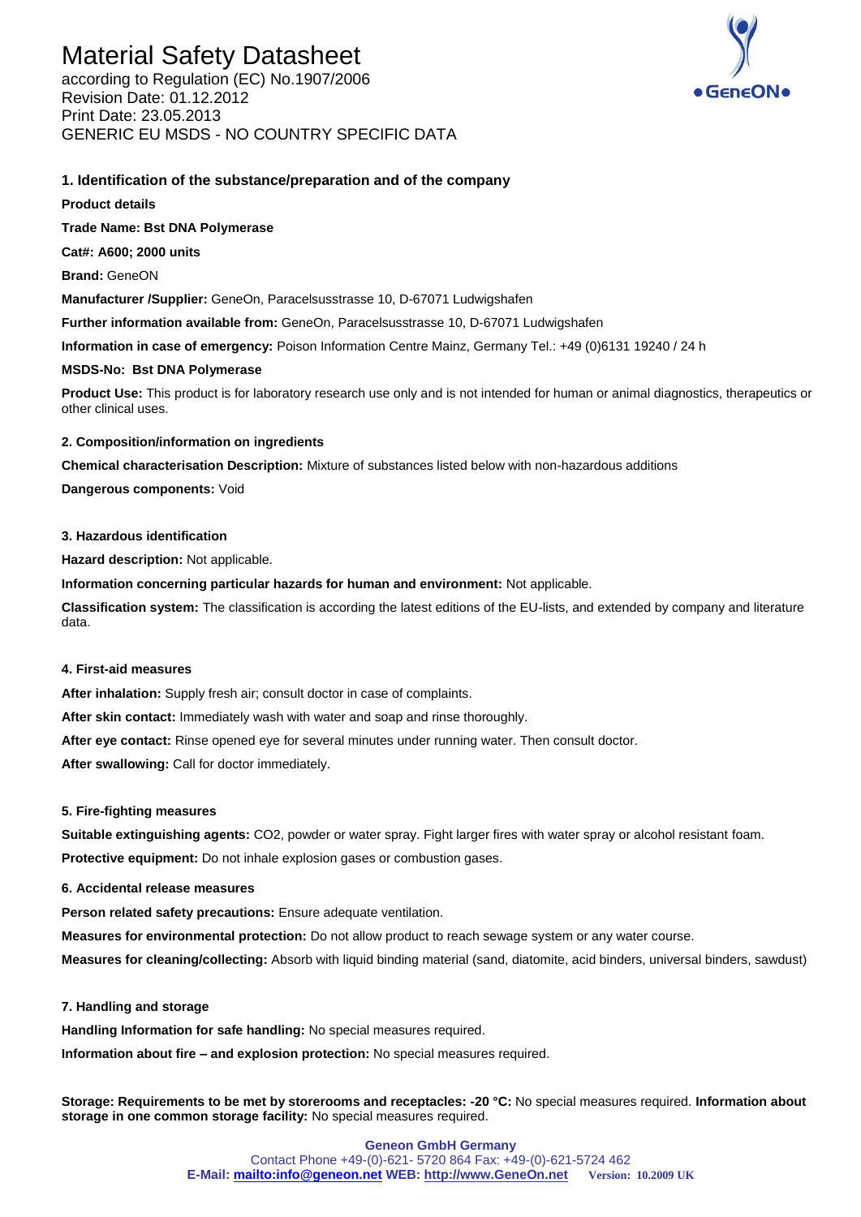# Material Safety Datasheet

according to Regulation (EC) No.1907/2006
Revision Date: 01.12.2012
Print Date: 23.05.2013
GENERIC EU MSDS - NO COUNTRY SPECIFIC DATA

## 1. Identification of the substance/preparation and of the company

**Product details**

**Trade Name: Bst DNA Polymerase**

**Cat#: A600; 2000 units**

**Brand:** GeneON

**Manufacturer /Supplier:** GeneOn, Paracelsusstrasse 10, D-67071 Ludwigshafen

**Further information available from:** GeneOn, Paracelsusstrasse 10, D-67071 Ludwigshafen

**Information in case of emergency:** Poison Information Centre Mainz, Germany Tel.: +49 (0)6131 19240 / 24 h

**MSDS-No: Bst DNA Polymerase**

**Product Use:** This product is for laboratory research use only and is not intended for human or animal diagnostics, therapeutics or other clinical uses.

### 2. Composition/information on ingredients

**Chemical characterisation Description:** Mixture of substances listed below with non-hazardous additions

**Dangerous components:** Void

### 3. Hazardous identification

**Hazard description:** Not applicable.

**Information concerning particular hazards for human and environment:** Not applicable.

**Classification system:** The classification is according the latest editions of the EU-lists, and extended by company and literature data.

### 4. First-aid measures

**After inhalation:** Supply fresh air; consult doctor in case of complaints.

**After skin contact:** Immediately wash with water and soap and rinse thoroughly.

**After eye contact:** Rinse opened eye for several minutes under running water. Then consult doctor.

**After swallowing:** Call for doctor immediately.

### 5. Fire-fighting measures

**Suitable extinguishing agents:** $CO_2$, powder or water spray. Fight larger fires with water spray or alcohol resistant foam.

**Protective equipment:** Do not inhale explosion gases or combustion gases.

### 6. Accidental release measures

**Person related safety precautions:** Ensure adequate ventilation.

**Measures for environmental protection:** Do not allow product to reach sewage system or any water course.

**Measures for cleaning/collecting:** Absorb with liquid binding material (sand, diatomite, acid binders, universal binders, sawdust)

### 7. Handling and storage

**Handling Information for safe handling:** No special measures required.

**Information about fire – and explosion protection:** No special measures required.

**Storage: Requirements to be met by storerooms and receptacles: -20 °C:** No special measures required. **Information about storage in one common storage facility:** No special measures required.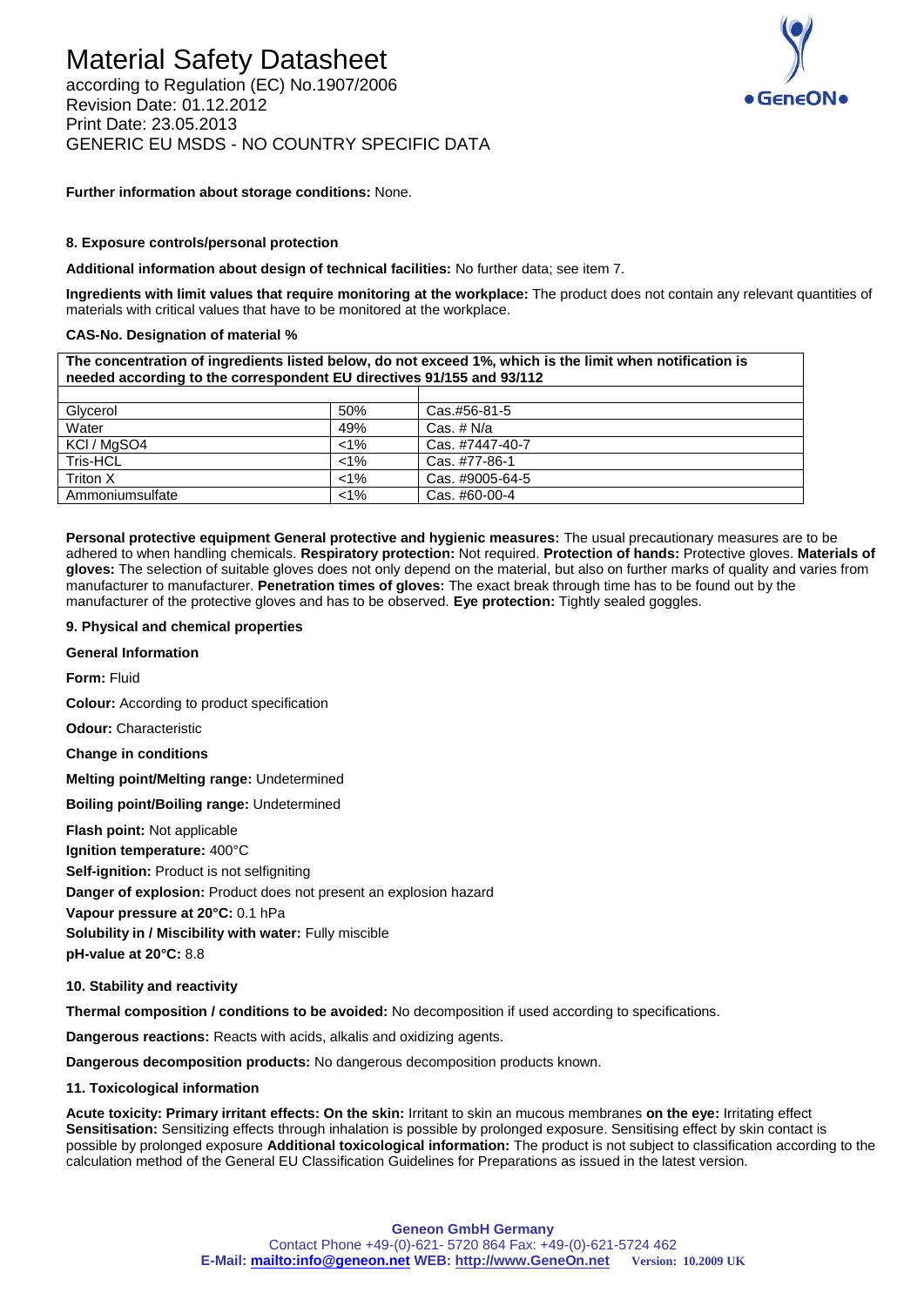**Further information about storage conditions:** None.

**8. Exposure controls/personal protection**

**Additional information about design of technical facilities:** No further data; see item 7.

**Ingredients with limit values that require monitoring at the workplace:** The product does not contain any relevant quantities of materials with critical values that have to be monitored at the workplace.

**CAS-No. Designation of material %**

| The concentration of ingredients listed below, do not exceed 1%, which is the limit when notification is needed according to the correspondent EU directives 91/155 and 93/112 | | |
|---|---|---|
| | | |
| Glycerol | 50% | Cas.#56-81-5 |
| Water | 49% | Cas. # N/a |
| KCl / MgSO4 | <1% | Cas. #7447-40-7 |
| Tris-HCL | <1% | Cas. #77-86-1 |
| Triton X | <1% | Cas. #9005-64-5 |
| Ammoniumsulfate | <1% | Cas. #60-00-4 |

**Personal protective equipment General protective and hygienic measures:** The usual precautionary measures are to be adhered to when handling chemicals. **Respiratory protection:** Not required. **Protection of hands:** Protective gloves. **Materials of gloves:** The selection of suitable gloves does not only depend on the material, but also on further marks of quality and varies from manufacturer to manufacturer. **Penetration times of gloves:** The exact break through time has to be found out by the manufacturer of the protective gloves and has to be observed. **Eye protection:** Tightly sealed goggles.

**9. Physical and chemical properties**

**General Information**

**Form:** Fluid

**Colour:** According to product specification

**Odour:** Characteristic

**Change in conditions**

**Melting point/Melting range:** Undetermined

**Boiling point/Boiling range:** Undetermined

**Flash point:** Not applicable

**Ignition temperature:** 400°C

**Self-ignition:** Product is not selfigniting

**Danger of explosion:** Product does not present an explosion hazard

**Vapour pressure at 20°C:** 0.1 hPa

**Solubility in / Miscibility with water:** Fully miscible

**pH-value at 20°C:** 8.8

**10. Stability and reactivity**

**Thermal composition / conditions to be avoided:** No decomposition if used according to specifications.

**Dangerous reactions:** Reacts with acids, alkalis and oxidizing agents.

**Dangerous decomposition products:** No dangerous decomposition products known.

**11. Toxicological information**

**Acute toxicity: Primary irritant effects: On the skin:** Irritant to skin an mucous membranes **on the eye:** Irritating effect **Sensitisation:** Sensitizing effects through inhalation is possible by prolonged exposure. Sensitising effect by skin contact is possible by prolonged exposure **Additional toxicological information:** The product is not subject to classification according to the calculation method of the General EU Classification Guidelines for Preparations as issued in the latest version.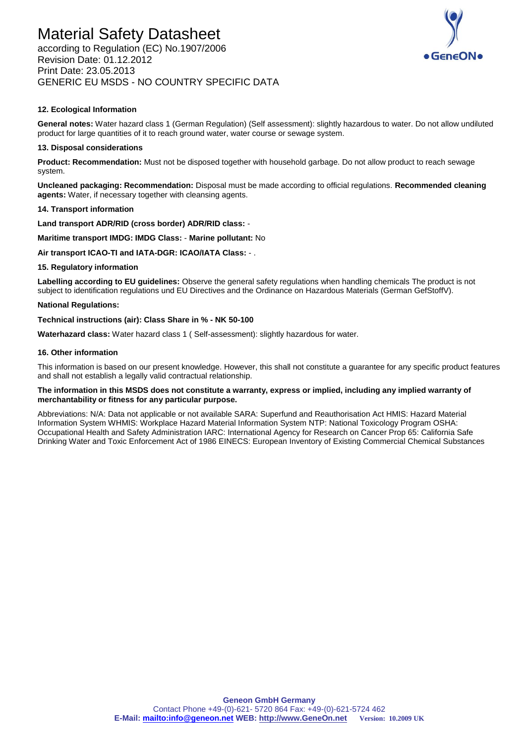### 12. Ecological Information

**General notes:** Water hazard class 1 (German Regulation) (Self assessment): slightly hazardous to water. Do not allow undiluted product for large quantities of it to reach ground water, water course or sewage system.

### 13. Disposal considerations

**Product: Recommendation:** Must not be disposed together with household garbage. Do not allow product to reach sewage system.

**Uncleaned packaging: Recommendation:** Disposal must be made according to official regulations. **Recommended cleaning agents:** Water, if necessary together with cleansing agents.

### 14. Transport information

**Land transport ADR/RID (cross border) ADR/RID class:** -

**Maritime transport IMDG: IMDG Class:** - **Marine pollutant:** No

**Air transport ICAO-TI and IATA-DGR: ICAO/IATA Class:** - .

### 15. Regulatory information

**Labelling according to EU guidelines:** Observe the general safety regulations when handling chemicals The product is not subject to identification regulations und EU Directives and the Ordinance on Hazardous Materials (German GefStoffV).

**National Regulations:**

**Technical instructions (air): Class Share in % - NK 50-100**

**Waterhazard class:** Water hazard class 1 ( Self-assessment): slightly hazardous for water.

### 16. Other information

This information is based on our present knowledge. However, this shall not constitute a guarantee for any specific product features and shall not establish a legally valid contractual relationship.

**The information in this MSDS does not constitute a warranty, express or implied, including any implied warranty of merchantability or fitness for any particular purpose.**

Abbreviations: N/A: Data not applicable or not available SARA: Superfund and Reauthorisation Act HMIS: Hazard Material Information System WHMIS: Workplace Hazard Material Information System NTP: National Toxicology Program OSHA: Occupational Health and Safety Administration IARC: International Agency for Research on Cancer Prop 65: California Safe Drinking Water and Toxic Enforcement Act of 1986 EINECS: European Inventory of Existing Commercial Chemical Substances